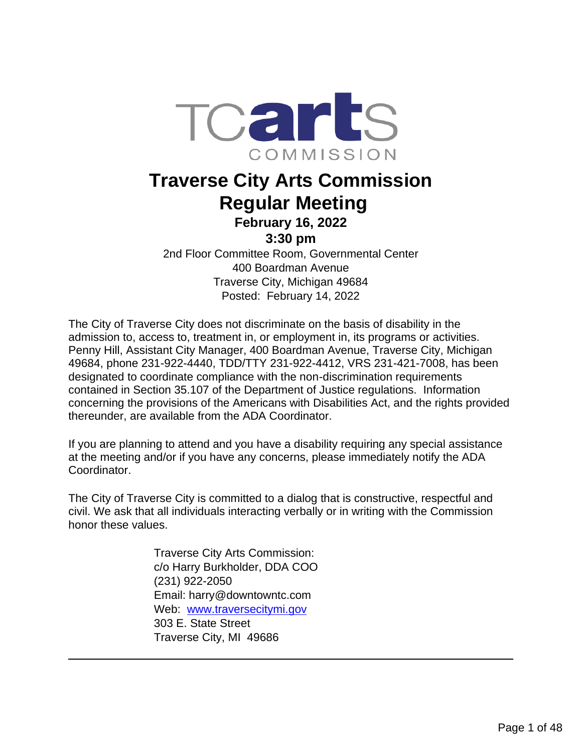TCarts COMMISSION

# Traverse City Arts Commission Regular Meeting

### February 16, 2022
### 3:30 pm

2nd Floor Committee Room, Governmental Center
400 Boardman Avenue
Traverse City, Michigan 49684
Posted: February 14, 2022

The City of Traverse City does not discriminate on the basis of disability in the admission to, access to, treatment in, or employment in, its programs or activities. Penny Hill, Assistant City Manager, 400 Boardman Avenue, Traverse City, Michigan 49684, phone 231-922-4440, TDD/TTY 231-922-4412, VRS 231-421-7008, has been designated to coordinate compliance with the non-discrimination requirements contained in Section 35.107 of the Department of Justice regulations. Information concerning the provisions of the Americans with Disabilities Act, and the rights provided thereunder, are available from the ADA Coordinator.

If you are planning to attend and you have a disability requiring any special assistance at the meeting and/or if you have any concerns, please immediately notify the ADA Coordinator.

The City of Traverse City is committed to a dialog that is constructive, respectful and civil. We ask that all individuals interacting verbally or in writing with the Commission honor these values.

Traverse City Arts Commission:
c/o Harry Burkholder, DDA COO
(231) 922-2050
Email: harry@downtowntc.com
Web: [www.traversecitymi.gov](http://www.traversecitymi.gov)
303 E. State Street
Traverse City, MI 49686

---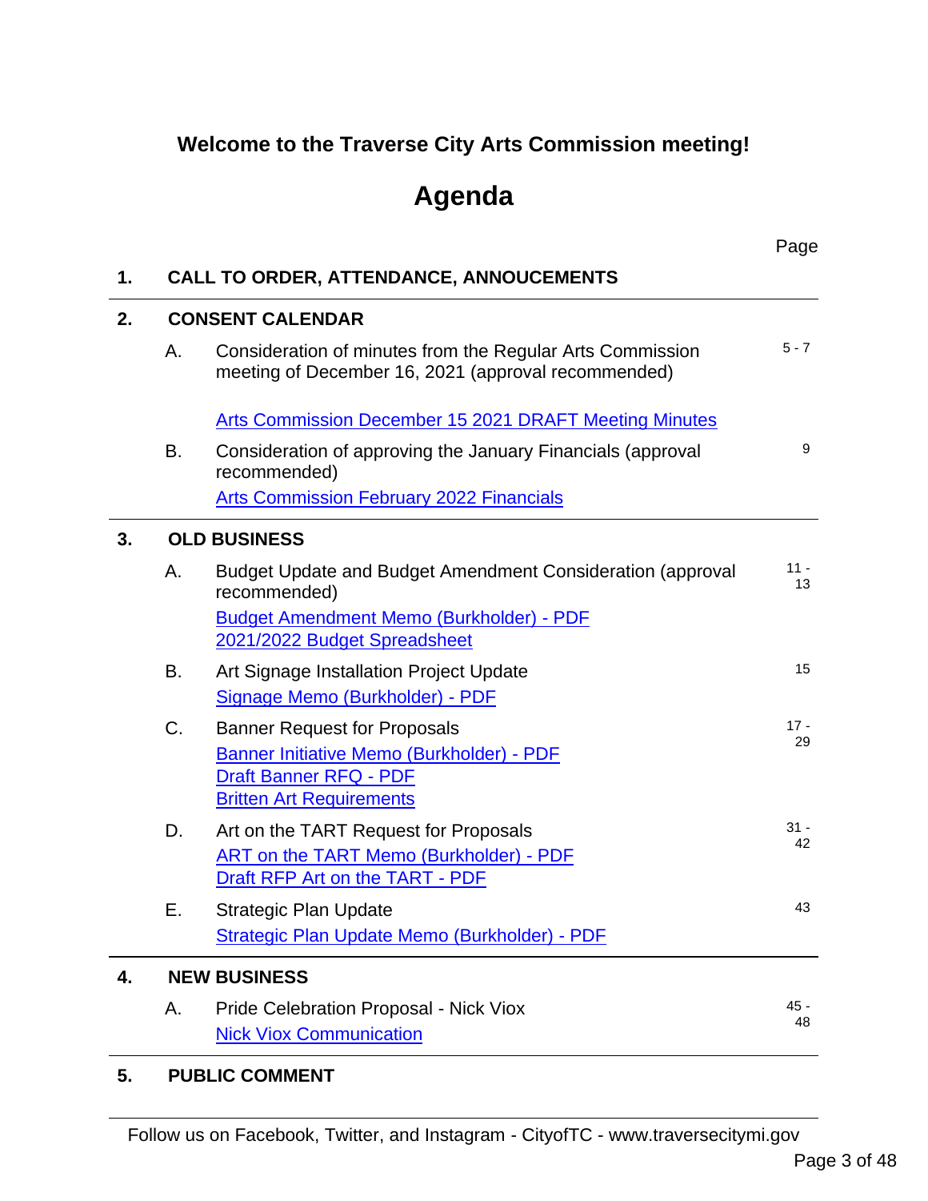## Welcome to the Traverse City Arts Commission meeting!

# Agenda

| | | Page |
|---|---|---|
| **1.** | **CALL TO ORDER, ATTENDANCE, ANNOUCEMENTS** | |
| **2.** | **CONSENT CALENDAR** | |
| | A. Consideration of minutes from the Regular Arts Commission meeting of December 16, 2021 (approval recommended)<br><br>Arts Commission December 15 2021 DRAFT Meeting Minutes | 5 - 7 |
| | B. Consideration of approving the January Financials (approval recommended)<br>Arts Commission February 2022 Financials | 9 |
| **3.** | **OLD BUSINESS** | |
| | A. Budget Update and Budget Amendment Consideration (approval recommended)<br>Budget Amendment Memo (Burkholder) - PDF<br>2021/2022 Budget Spreadsheet | 11 - 13 |
| | B. Art Signage Installation Project Update<br>Signage Memo (Burkholder) - PDF | 15 |
| | C. Banner Request for Proposals<br>Banner Initiative Memo (Burkholder) - PDF<br>Draft Banner RFQ - PDF<br>Britten Art Requirements | 17 - 29 |
| | D. Art on the TART Request for Proposals<br>ART on the TART Memo (Burkholder) - PDF<br>Draft RFP Art on the TART - PDF | 31 - 42 |
| | E. Strategic Plan Update<br>Strategic Plan Update Memo (Burkholder) - PDF | 43 |
| **4.** | **NEW BUSINESS** | |
| | A. Pride Celebration Proposal - Nick Viox<br>Nick Viox Communication | 45 - 48 |
| **5.** | **PUBLIC COMMENT** | |

Follow us on Facebook, Twitter, and Instagram - CityofTC - www.traversecitymi.gov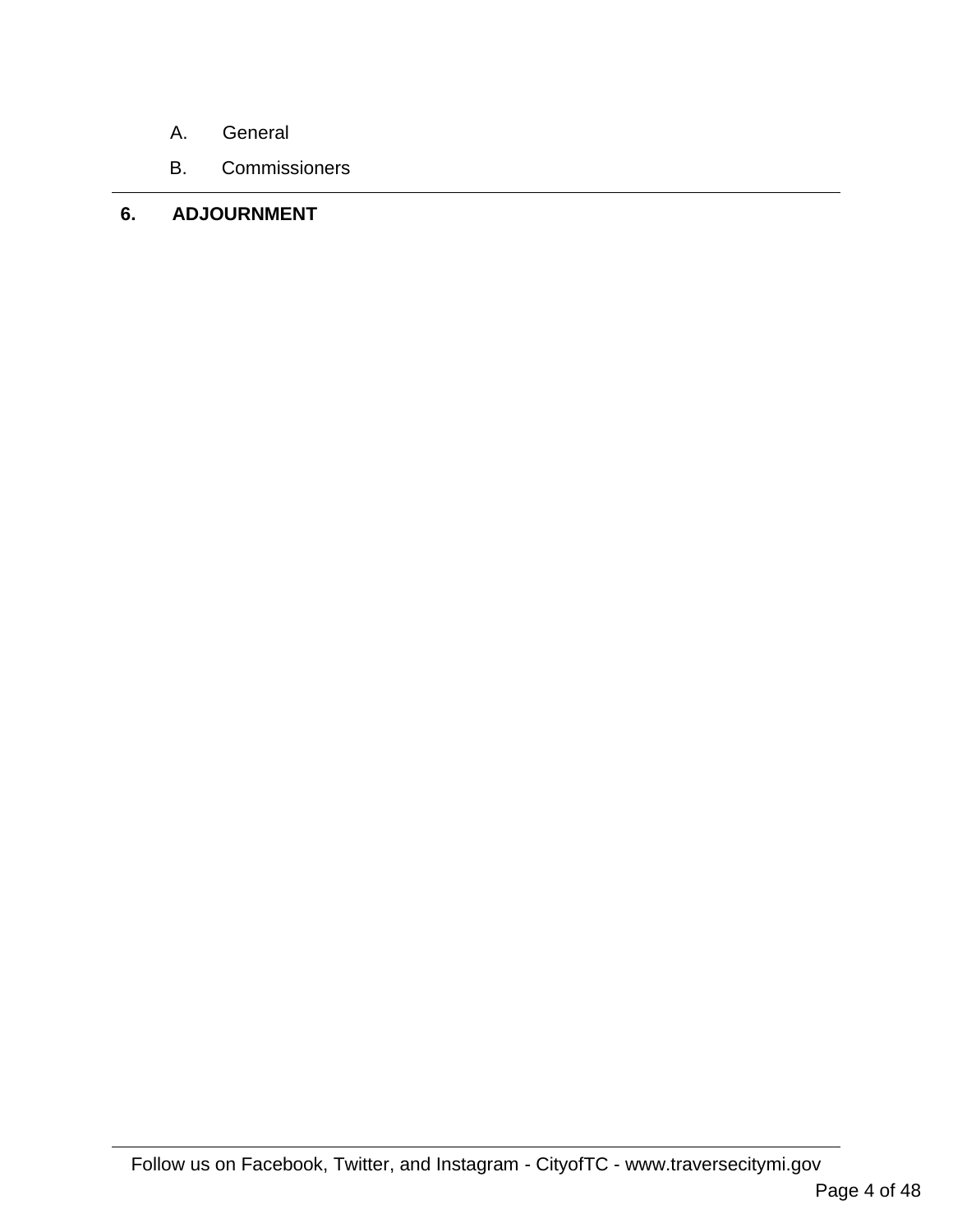A. General

B. Commissioners

---

**6. ADJOURNMENT**

---

Follow us on Facebook, Twitter, and Instagram - CityofTC - www.traversecitymi.gov